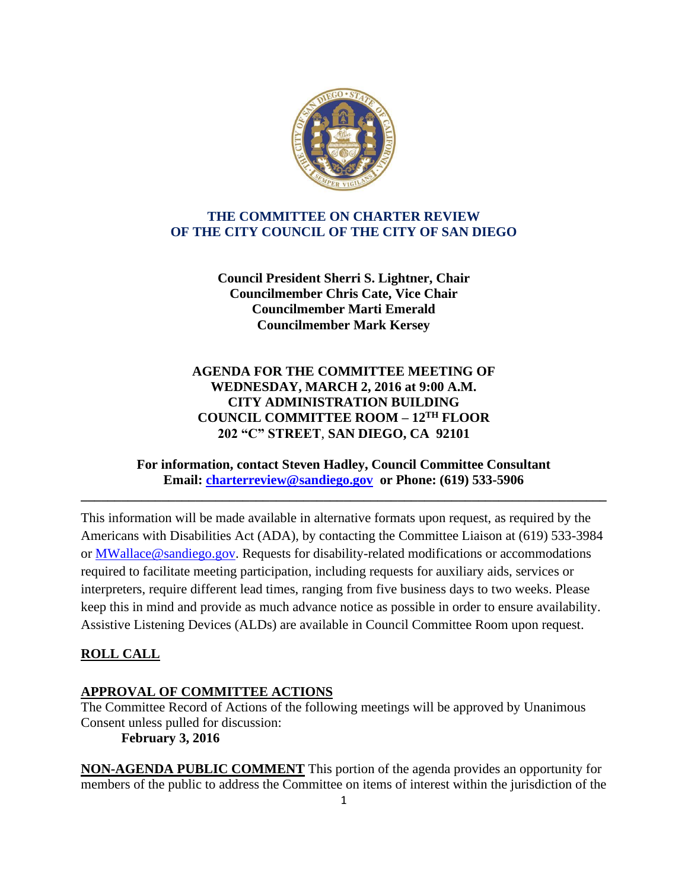# THE COMMITTEE ON CHARTER REVIEW OF THE CITY COUNCIL OF THE CITY OF SAN DIEGO

**Council President Sherri S. Lightner, Chair**
**Councilmember Chris Cate, Vice Chair**
**Councilmember Marti Emerald**
**Councilmember Mark Kersey**

**AGENDA FOR THE COMMITTEE MEETING OF**
**WEDNESDAY, MARCH 2, 2016 at 9:00 A.M.**
**CITY ADMINISTRATION BUILDING**
**COUNCIL COMMITTEE ROOM – 12TH FLOOR**
**202 "C" STREET, SAN DIEGO, CA 92101**

**For information, contact Steven Hadley, Council Committee Consultant**
**Email: charterreview@sandiego.gov or Phone: (619) 533-5906**

---

This information will be made available in alternative formats upon request, as required by the Americans with Disabilities Act (ADA), by contacting the Committee Liaison at (619) 533-3984 or MWallace@sandiego.gov. Requests for disability-related modifications or accommodations required to facilitate meeting participation, including requests for auxiliary aids, services or interpreters, require different lead times, ranging from five business days to two weeks. Please keep this in mind and provide as much advance notice as possible in order to ensure availability. Assistive Listening Devices (ALDs) are available in Council Committee Room upon request.

## ROLL CALL

## APPROVAL OF COMMITTEE ACTIONS

The Committee Record of Actions of the following meetings will be approved by Unanimous Consent unless pulled for discussion:

**February 3, 2016**

**NON-AGENDA PUBLIC COMMENT** This portion of the agenda provides an opportunity for members of the public to address the Committee on items of interest within the jurisdiction of the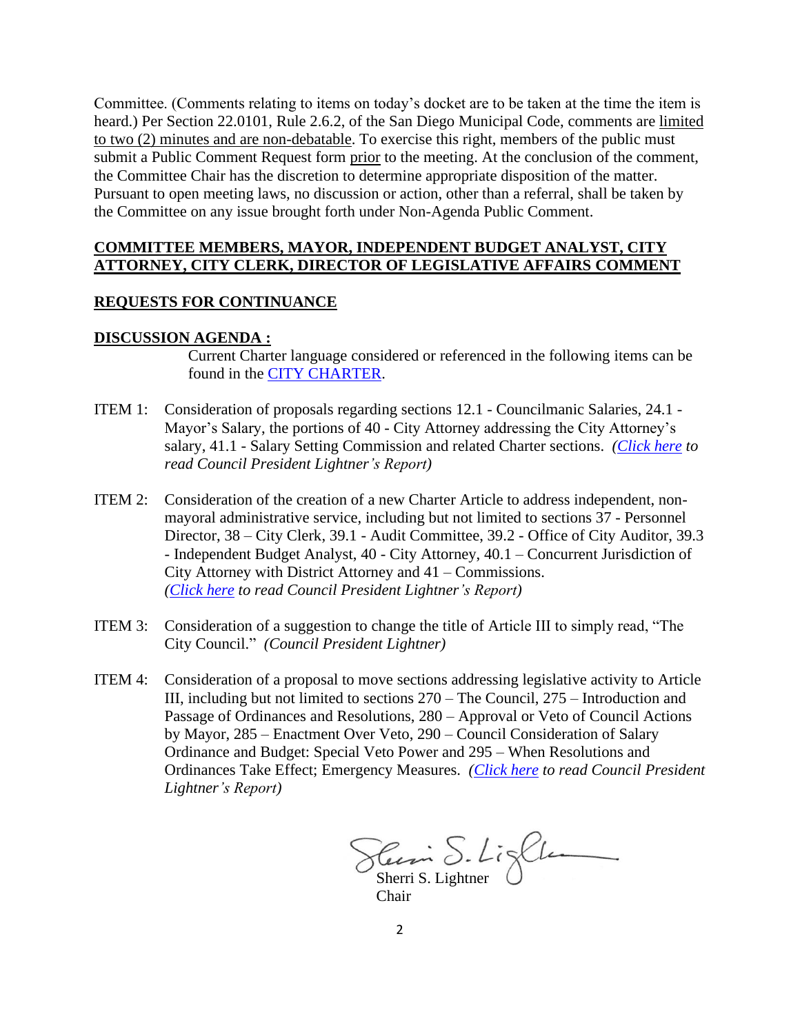Committee. (Comments relating to items on today's docket are to be taken at the time the item is heard.) Per Section 22.0101, Rule 2.6.2, of the San Diego Municipal Code, comments are limited to two (2) minutes and are non-debatable. To exercise this right, members of the public must submit a Public Comment Request form prior to the meeting. At the conclusion of the comment, the Committee Chair has the discretion to determine appropriate disposition of the matter. Pursuant to open meeting laws, no discussion or action, other than a referral, shall be taken by the Committee on any issue brought forth under Non-Agenda Public Comment.

**COMMITTEE MEMBERS, MAYOR, INDEPENDENT BUDGET ANALYST, CITY ATTORNEY, CITY CLERK, DIRECTOR OF LEGISLATIVE AFFAIRS COMMENT**

**REQUESTS FOR CONTINUANCE**

**DISCUSSION AGENDA :**

Current Charter language considered or referenced in the following items can be found in the CITY CHARTER.

ITEM 1: Consideration of proposals regarding sections 12.1 - Councilmanic Salaries, 24.1 - Mayor's Salary, the portions of 40 - City Attorney addressing the City Attorney's salary, 41.1 - Salary Setting Commission and related Charter sections. *(Click here to read Council President Lightner's Report)*

ITEM 2: Consideration of the creation of a new Charter Article to address independent, non-mayoral administrative service, including but not limited to sections 37 - Personnel Director, 38 – City Clerk, 39.1 - Audit Committee, 39.2 - Office of City Auditor, 39.3 - Independent Budget Analyst, 40 - City Attorney, 40.1 – Concurrent Jurisdiction of City Attorney with District Attorney and 41 – Commissions. *(Click here to read Council President Lightner's Report)*

ITEM 3: Consideration of a suggestion to change the title of Article III to simply read, "The City Council." *(Council President Lightner)*

ITEM 4: Consideration of a proposal to move sections addressing legislative activity to Article III, including but not limited to sections 270 – The Council, 275 – Introduction and Passage of Ordinances and Resolutions, 280 – Approval or Veto of Council Actions by Mayor, 285 – Enactment Over Veto, 290 – Council Consideration of Salary Ordinance and Budget: Special Veto Power and 295 – When Resolutions and Ordinances Take Effect; Emergency Measures. *(Click here to read Council President Lightner's Report)*

Sherri S. Lightner
Chair